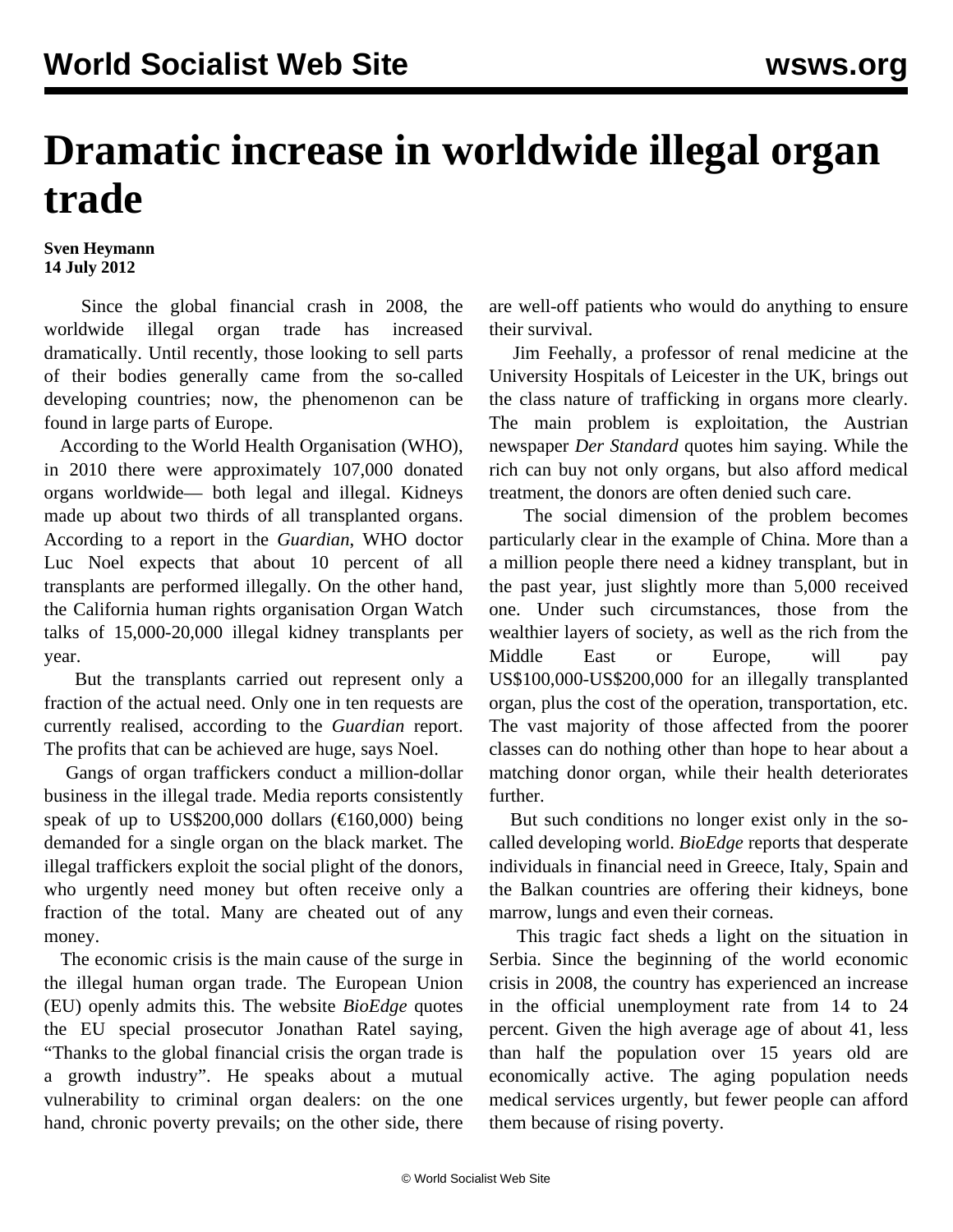# Dramatic increase in worldwide illegal organ trade

**Sven Heymann**
**14 July 2012**

Since the global financial crash in 2008, the worldwide illegal organ trade has increased dramatically. Until recently, those looking to sell parts of their bodies generally came from the so-called developing countries; now, the phenomenon can be found in large parts of Europe.

According to the World Health Organisation (WHO), in 2010 there were approximately 107,000 donated organs worldwide— both legal and illegal. Kidneys made up about two thirds of all transplanted organs. According to a report in the *Guardian*, WHO doctor Luc Noel expects that about 10 percent of all transplants are performed illegally. On the other hand, the California human rights organisation Organ Watch talks of 15,000-20,000 illegal kidney transplants per year.

But the transplants carried out represent only a fraction of the actual need. Only one in ten requests are currently realised, according to the *Guardian* report. The profits that can be achieved are huge, says Noel.

Gangs of organ traffickers conduct a million-dollar business in the illegal trade. Media reports consistently speak of up to US$200,000 dollars (€160,000) being demanded for a single organ on the black market. The illegal traffickers exploit the social plight of the donors, who urgently need money but often receive only a fraction of the total. Many are cheated out of any money.

The economic crisis is the main cause of the surge in the illegal human organ trade. The European Union (EU) openly admits this. The website *BioEdge* quotes the EU special prosecutor Jonathan Ratel saying, "Thanks to the global financial crisis the organ trade is a growth industry". He speaks about a mutual vulnerability to criminal organ dealers: on the one hand, chronic poverty prevails; on the other side, there are well-off patients who would do anything to ensure their survival.

Jim Feehally, a professor of renal medicine at the University Hospitals of Leicester in the UK, brings out the class nature of trafficking in organs more clearly. The main problem is exploitation, the Austrian newspaper *Der Standard* quotes him saying. While the rich can buy not only organs, but also afford medical treatment, the donors are often denied such care.

The social dimension of the problem becomes particularly clear in the example of China. More than a a million people there need a kidney transplant, but in the past year, just slightly more than 5,000 received one. Under such circumstances, those from the wealthier layers of society, as well as the rich from the Middle East or Europe, will pay US$100,000-US$200,000 for an illegally transplanted organ, plus the cost of the operation, transportation, etc. The vast majority of those affected from the poorer classes can do nothing other than hope to hear about a matching donor organ, while their health deteriorates further.

But such conditions no longer exist only in the so-called developing world. *BioEdge* reports that desperate individuals in financial need in Greece, Italy, Spain and the Balkan countries are offering their kidneys, bone marrow, lungs and even their corneas.

This tragic fact sheds a light on the situation in Serbia. Since the beginning of the world economic crisis in 2008, the country has experienced an increase in the official unemployment rate from 14 to 24 percent. Given the high average age of about 41, less than half the population over 15 years old are economically active. The aging population needs medical services urgently, but fewer people can afford them because of rising poverty.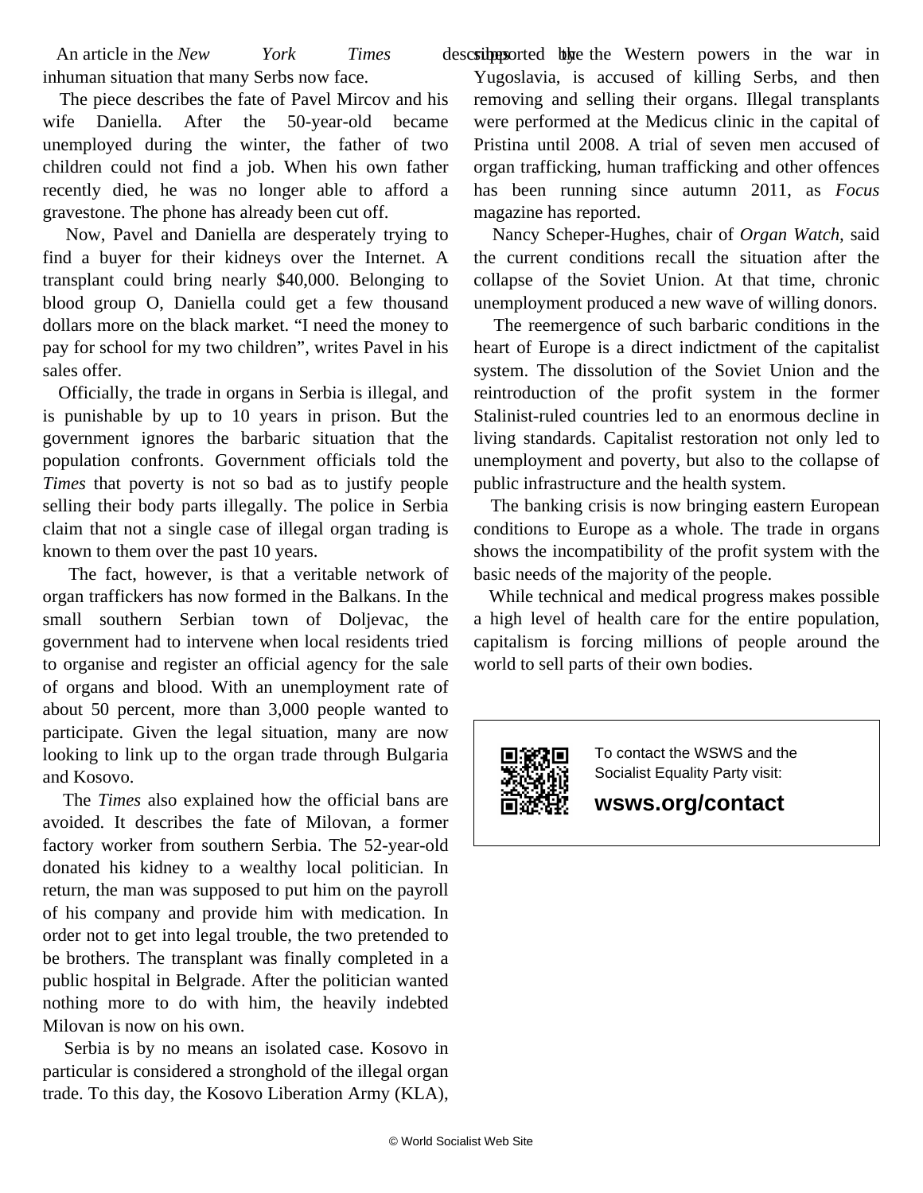An article in the *New York Times* describes the inhuman situation that many Serbs now face.

The piece describes the fate of Pavel Mircov and his wife Daniella. After the 50-year-old became unemployed during the winter, the father of two children could not find a job. When his own father recently died, he was no longer able to afford a gravestone. The phone has already been cut off.

Now, Pavel and Daniella are desperately trying to find a buyer for their kidneys over the Internet. A transplant could bring nearly $40,000. Belonging to blood group O, Daniella could get a few thousand dollars more on the black market. "I need the money to pay for school for my two children", writes Pavel in his sales offer.

Officially, the trade in organs in Serbia is illegal, and is punishable by up to 10 years in prison. But the government ignores the barbaric situation that the population confronts. Government officials told the *Times* that poverty is not so bad as to justify people selling their body parts illegally. The police in Serbia claim that not a single case of illegal organ trading is known to them over the past 10 years.

The fact, however, is that a veritable network of organ traffickers has now formed in the Balkans. In the small southern Serbian town of Doljevac, the government had to intervene when local residents tried to organise and register an official agency for the sale of organs and blood. With an unemployment rate of about 50 percent, more than 3,000 people wanted to participate. Given the legal situation, many are now looking to link up to the organ trade through Bulgaria and Kosovo.

The *Times* also explained how the official bans are avoided. It describes the fate of Milovan, a former factory worker from southern Serbia. The 52-year-old donated his kidney to a wealthy local politician. In return, the man was supposed to put him on the payroll of his company and provide him with medication. In order not to get into legal trouble, the two pretended to be brothers. The transplant was finally completed in a public hospital in Belgrade. After the politician wanted nothing more to do with him, the heavily indebted Milovan is now on his own.

Serbia is by no means an isolated case. Kosovo in particular is considered a stronghold of the illegal organ trade. To this day, the Kosovo Liberation Army (KLA), supported by the Western powers in the war in Yugoslavia, is accused of killing Serbs, and then removing and selling their organs. Illegal transplants were performed at the Medicus clinic in the capital of Pristina until 2008. A trial of seven men accused of organ trafficking, human trafficking and other offences has been running since autumn 2011, as *Focus* magazine has reported.

Nancy Scheper-Hughes, chair of *Organ Watch*, said the current conditions recall the situation after the collapse of the Soviet Union. At that time, chronic unemployment produced a new wave of willing donors.

The reemergence of such barbaric conditions in the heart of Europe is a direct indictment of the capitalist system. The dissolution of the Soviet Union and the reintroduction of the profit system in the former Stalinist-ruled countries led to an enormous decline in living standards. Capitalist restoration not only led to unemployment and poverty, but also to the collapse of public infrastructure and the health system.

The banking crisis is now bringing eastern European conditions to Europe as a whole. The trade in organs shows the incompatibility of the profit system with the basic needs of the majority of the people.

While technical and medical progress makes possible a high level of health care for the entire population, capitalism is forcing millions of people around the world to sell parts of their own bodies.

To contact the WSWS and the Socialist Equality Party visit:

**wsws.org/contact**